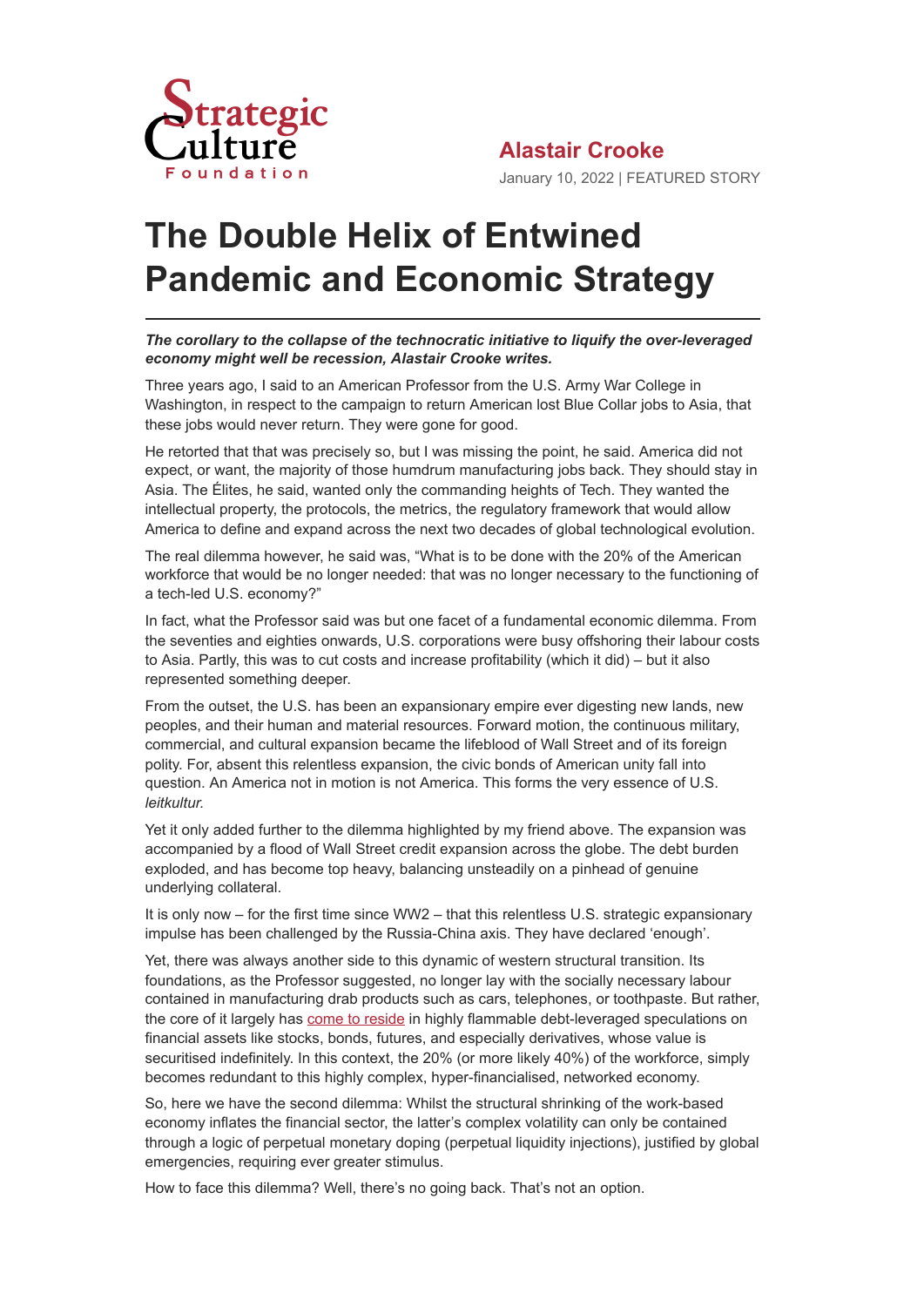Alastair Crooke

January 10, 2022 | FEATURED STORY

# The Double Helix of Entwined Pandemic and Economic Strategy

***The corollary to the collapse of the technocratic initiative to liquify the over-leveraged economy might well be recession, Alastair Crooke writes.***

Three years ago, I said to an American Professor from the U.S. Army War College in Washington, in respect to the campaign to return American lost Blue Collar jobs to Asia, that these jobs would never return. They were gone for good.

He retorted that that was precisely so, but I was missing the point, he said. America did not expect, or want, the majority of those humdrum manufacturing jobs back. They should stay in Asia. The Élites, he said, wanted only the commanding heights of Tech. They wanted the intellectual property, the protocols, the metrics, the regulatory framework that would allow America to define and expand across the next two decades of global technological evolution.

The real dilemma however, he said was, "What is to be done with the 20% of the American workforce that would be no longer needed: that was no longer necessary to the functioning of a tech-led U.S. economy?"

In fact, what the Professor said was but one facet of a fundamental economic dilemma. From the seventies and eighties onwards, U.S. corporations were busy offshoring their labour costs to Asia. Partly, this was to cut costs and increase profitability (which it did) – but it also represented something deeper.

From the outset, the U.S. has been an expansionary empire ever digesting new lands, new peoples, and their human and material resources. Forward motion, the continuous military, commercial, and cultural expansion became the lifeblood of Wall Street and of its foreign polity. For, absent this relentless expansion, the civic bonds of American unity fall into question. An America not in motion is not America. This forms the very essence of U.S. *leitkultur.*

Yet it only added further to the dilemma highlighted by my friend above. The expansion was accompanied by a flood of Wall Street credit expansion across the globe. The debt burden exploded, and has become top heavy, balancing unsteadily on a pinhead of genuine underlying collateral.

It is only now – for the first time since WW2 – that this relentless U.S. strategic expansionary impulse has been challenged by the Russia-China axis. They have declared 'enough'.

Yet, there was always another side to this dynamic of western structural transition. Its foundations, as the Professor suggested, no longer lay with the socially necessary labour contained in manufacturing drab products such as cars, telephones, or toothpaste. But rather, the core of it largely has come to reside in highly flammable debt-leveraged speculations on financial assets like stocks, bonds, futures, and especially derivatives, whose value is securitised indefinitely. In this context, the 20% (or more likely 40%) of the workforce, simply becomes redundant to this highly complex, hyper-financialised, networked economy.

So, here we have the second dilemma: Whilst the structural shrinking of the work-based economy inflates the financial sector, the latter's complex volatility can only be contained through a logic of perpetual monetary doping (perpetual liquidity injections), justified by global emergencies, requiring ever greater stimulus.

How to face this dilemma? Well, there's no going back. That's not an option.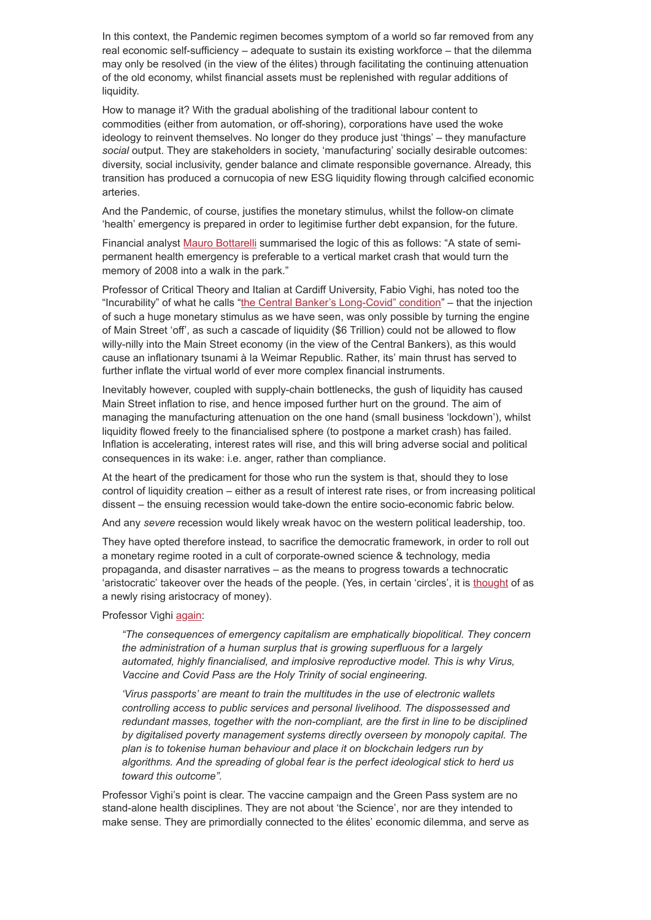In this context, the Pandemic regimen becomes symptom of a world so far removed from any real economic self-sufficiency – adequate to sustain its existing workforce – that the dilemma may only be resolved (in the view of the élites) through facilitating the continuing attenuation of the old economy, whilst financial assets must be replenished with regular additions of liquidity.

How to manage it? With the gradual abolishing of the traditional labour content to commodities (either from automation, or off-shoring), corporations have used the woke ideology to reinvent themselves. No longer do they produce just 'things' – they manufacture *social* output. They are stakeholders in society, 'manufacturing' socially desirable outcomes: diversity, social inclusivity, gender balance and climate responsible governance. Already, this transition has produced a cornucopia of new ESG liquidity flowing through calcified economic arteries.

And the Pandemic, of course, justifies the monetary stimulus, whilst the follow-on climate 'health' emergency is prepared in order to legitimise further debt expansion, for the future.

Financial analyst Mauro Bottarelli summarised the logic of this as follows: "A state of semi-permanent health emergency is preferable to a vertical market crash that would turn the memory of 2008 into a walk in the park."

Professor of Critical Theory and Italian at Cardiff University, Fabio Vighi, has noted too the "Incurability" of what he calls "the Central Banker's Long-Covid" condition" – that the injection of such a huge monetary stimulus as we have seen, was only possible by turning the engine of Main Street 'off', as such a cascade of liquidity ($6 Trillion) could not be allowed to flow willy-nilly into the Main Street economy (in the view of the Central Bankers), as this would cause an inflationary tsunami à la Weimar Republic. Rather, its' main thrust has served to further inflate the virtual world of ever more complex financial instruments.

Inevitably however, coupled with supply-chain bottlenecks, the gush of liquidity has caused Main Street inflation to rise, and hence imposed further hurt on the ground. The aim of managing the manufacturing attenuation on the one hand (small business 'lockdown'), whilst liquidity flowed freely to the financialised sphere (to postpone a market crash) has failed. Inflation is accelerating, interest rates will rise, and this will bring adverse social and political consequences in its wake: i.e. anger, rather than compliance.

At the heart of the predicament for those who run the system is that, should they to lose control of liquidity creation – either as a result of interest rate rises, or from increasing political dissent – the ensuing recession would take-down the entire socio-economic fabric below.

And any *severe* recession would likely wreak havoc on the western political leadership, too.

They have opted therefore instead, to sacrifice the democratic framework, in order to roll out a monetary regime rooted in a cult of corporate-owned science & technology, media propaganda, and disaster narratives – as the means to progress towards a technocratic 'aristocratic' takeover over the heads of the people. (Yes, in certain 'circles', it is thought of as a newly rising aristocracy of money).

Professor Vighi again:

> *"The consequences of emergency capitalism are emphatically biopolitical. They concern the administration of a human surplus that is growing superfluous for a largely automated, highly financialised, and implosive reproductive model. This is why Virus, Vaccine and Covid Pass are the Holy Trinity of social engineering.*
>
> *'Virus passports' are meant to train the multitudes in the use of electronic wallets controlling access to public services and personal livelihood. The dispossessed and redundant masses, together with the non-compliant, are the first in line to be disciplined by digitalised poverty management systems directly overseen by monopoly capital. The plan is to tokenise human behaviour and place it on blockchain ledgers run by algorithms. And the spreading of global fear is the perfect ideological stick to herd us toward this outcome".*

Professor Vighi's point is clear. The vaccine campaign and the Green Pass system are no stand-alone health disciplines. They are not about 'the Science', nor are they intended to make sense. They are primordially connected to the élites' economic dilemma, and serve as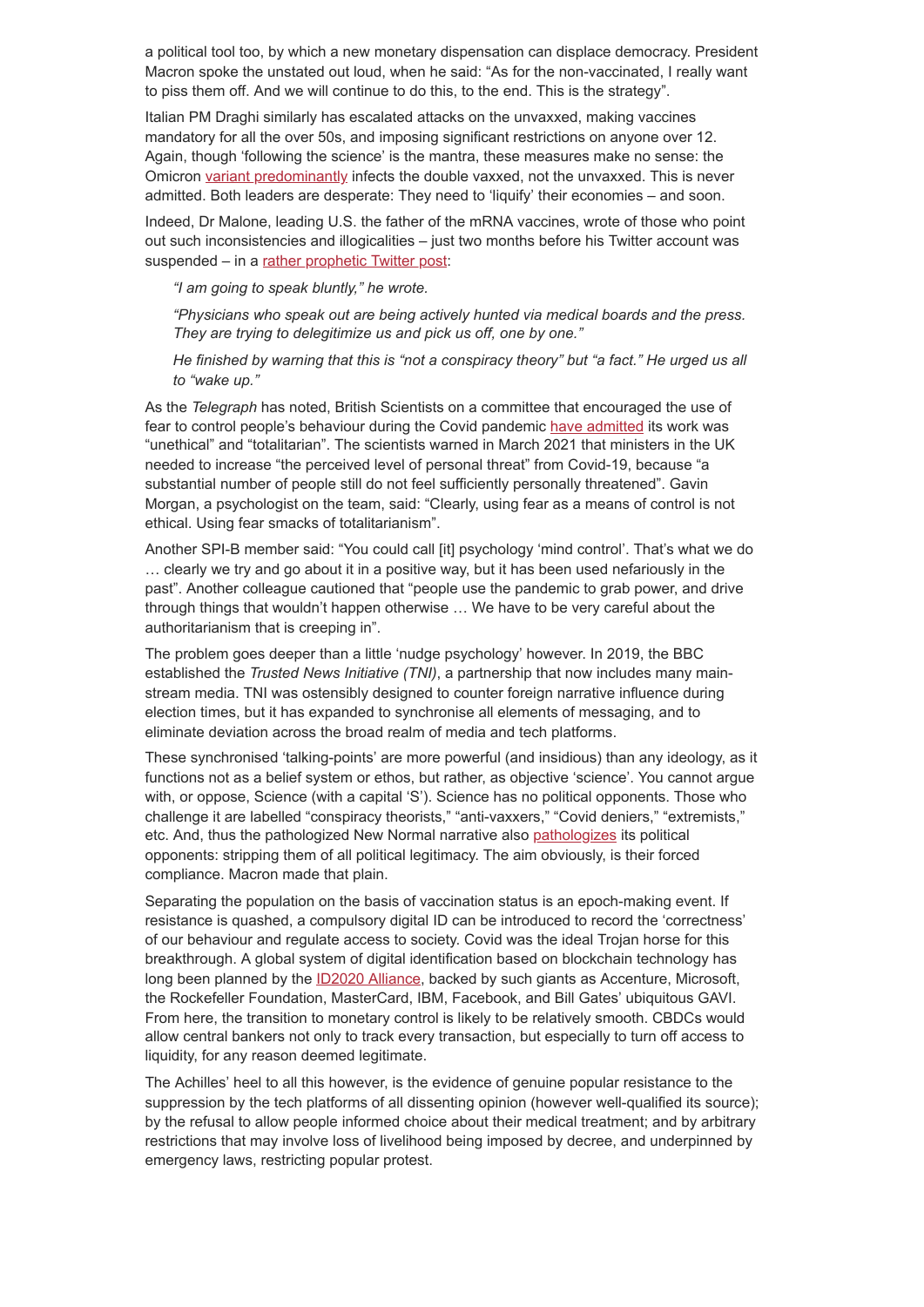a political tool too, by which a new monetary dispensation can displace democracy. President Macron spoke the unstated out loud, when he said: "As for the non-vaccinated, I really want to piss them off. And we will continue to do this, to the end. This is the strategy".

Italian PM Draghi similarly has escalated attacks on the unvaxxed, making vaccines mandatory for all the over 50s, and imposing significant restrictions on anyone over 12. Again, though 'following the science' is the mantra, these measures make no sense: the Omicron variant predominantly infects the double vaxxed, not the unvaxxed. This is never admitted. Both leaders are desperate: They need to 'liquify' their economies – and soon.

Indeed, Dr Malone, leading U.S. the father of the mRNA vaccines, wrote of those who point out such inconsistencies and illogicalities – just two months before his Twitter account was suspended – in a rather prophetic Twitter post:

> *"I am going to speak bluntly," he wrote.*
>
> *"Physicians who speak out are being actively hunted via medical boards and the press. They are trying to delegitimize us and pick us off, one by one."*
>
> *He finished by warning that this is "not a conspiracy theory" but "a fact." He urged us all to "wake up."*

As the *Telegraph* has noted, British Scientists on a committee that encouraged the use of fear to control people's behaviour during the Covid pandemic have admitted its work was "unethical" and "totalitarian". The scientists warned in March 2021 that ministers in the UK needed to increase "the perceived level of personal threat" from Covid-19, because "a substantial number of people still do not feel sufficiently personally threatened". Gavin Morgan, a psychologist on the team, said: "Clearly, using fear as a means of control is not ethical. Using fear smacks of totalitarianism".

Another SPI-B member said: "You could call [it] psychology 'mind control'. That's what we do … clearly we try and go about it in a positive way, but it has been used nefariously in the past". Another colleague cautioned that "people use the pandemic to grab power, and drive through things that wouldn't happen otherwise … We have to be very careful about the authoritarianism that is creeping in".

The problem goes deeper than a little 'nudge psychology' however. In 2019, the BBC established the *Trusted News Initiative (TNI)*, a partnership that now includes many main-stream media. TNI was ostensibly designed to counter foreign narrative influence during election times, but it has expanded to synchronise all elements of messaging, and to eliminate deviation across the broad realm of media and tech platforms.

These synchronised 'talking-points' are more powerful (and insidious) than any ideology, as it functions not as a belief system or ethos, but rather, as objective 'science'. You cannot argue with, or oppose, Science (with a capital 'S'). Science has no political opponents. Those who challenge it are labelled "conspiracy theorists," "anti-vaxxers," "Covid deniers," "extremists," etc. And, thus the pathologized New Normal narrative also pathologizes its political opponents: stripping them of all political legitimacy. The aim obviously, is their forced compliance. Macron made that plain.

Separating the population on the basis of vaccination status is an epoch-making event. If resistance is quashed, a compulsory digital ID can be introduced to record the 'correctness' of our behaviour and regulate access to society. Covid was the ideal Trojan horse for this breakthrough. A global system of digital identification based on blockchain technology has long been planned by the ID2020 Alliance, backed by such giants as Accenture, Microsoft, the Rockefeller Foundation, MasterCard, IBM, Facebook, and Bill Gates' ubiquitous GAVI. From here, the transition to monetary control is likely to be relatively smooth. CBDCs would allow central bankers not only to track every transaction, but especially to turn off access to liquidity, for any reason deemed legitimate.

The Achilles' heel to all this however, is the evidence of genuine popular resistance to the suppression by the tech platforms of all dissenting opinion (however well-qualified its source); by the refusal to allow people informed choice about their medical treatment; and by arbitrary restrictions that may involve loss of livelihood being imposed by decree, and underpinned by emergency laws, restricting popular protest.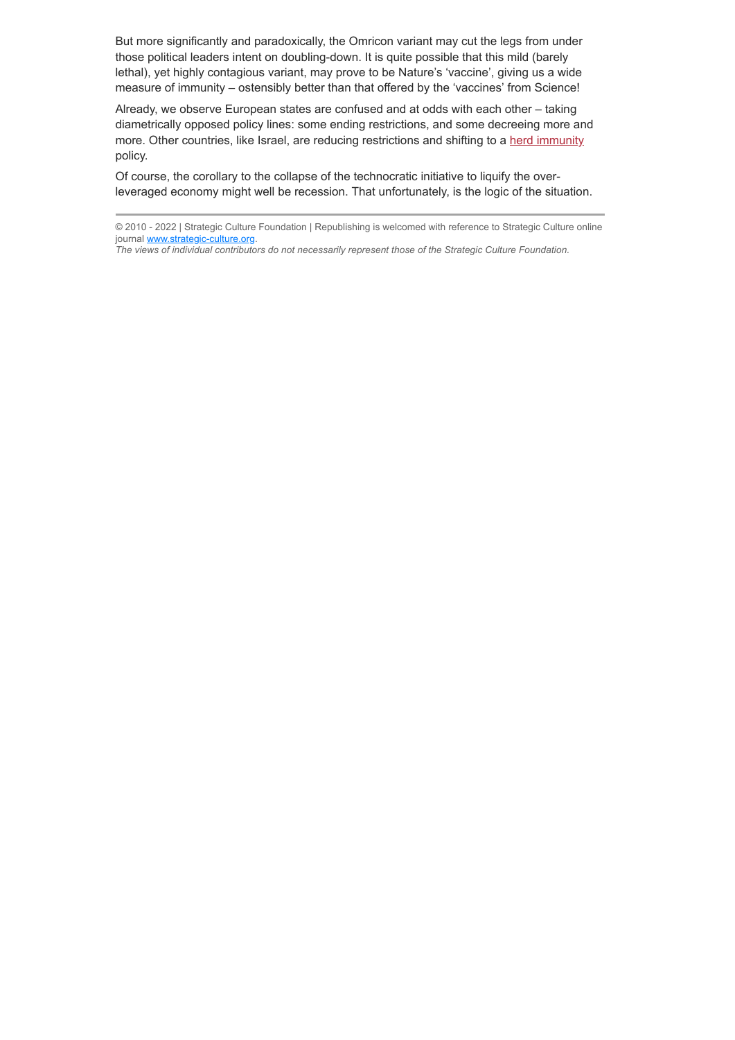But more significantly and paradoxically, the Omricon variant may cut the legs from under those political leaders intent on doubling-down. It is quite possible that this mild (barely lethal), yet highly contagious variant, may prove to be Nature's 'vaccine', giving us a wide measure of immunity – ostensibly better than that offered by the 'vaccines' from Science!

Already, we observe European states are confused and at odds with each other – taking diametrically opposed policy lines: some ending restrictions, and some decreeing more and more. Other countries, like Israel, are reducing restrictions and shifting to a herd immunity policy.

Of course, the corollary to the collapse of the technocratic initiative to liquify the over-leveraged economy might well be recession. That unfortunately, is the logic of the situation.

---

© 2010 - 2022 | Strategic Culture Foundation | Republishing is welcomed with reference to Strategic Culture online journal www.strategic-culture.org.

*The views of individual contributors do not necessarily represent those of the Strategic Culture Foundation.*